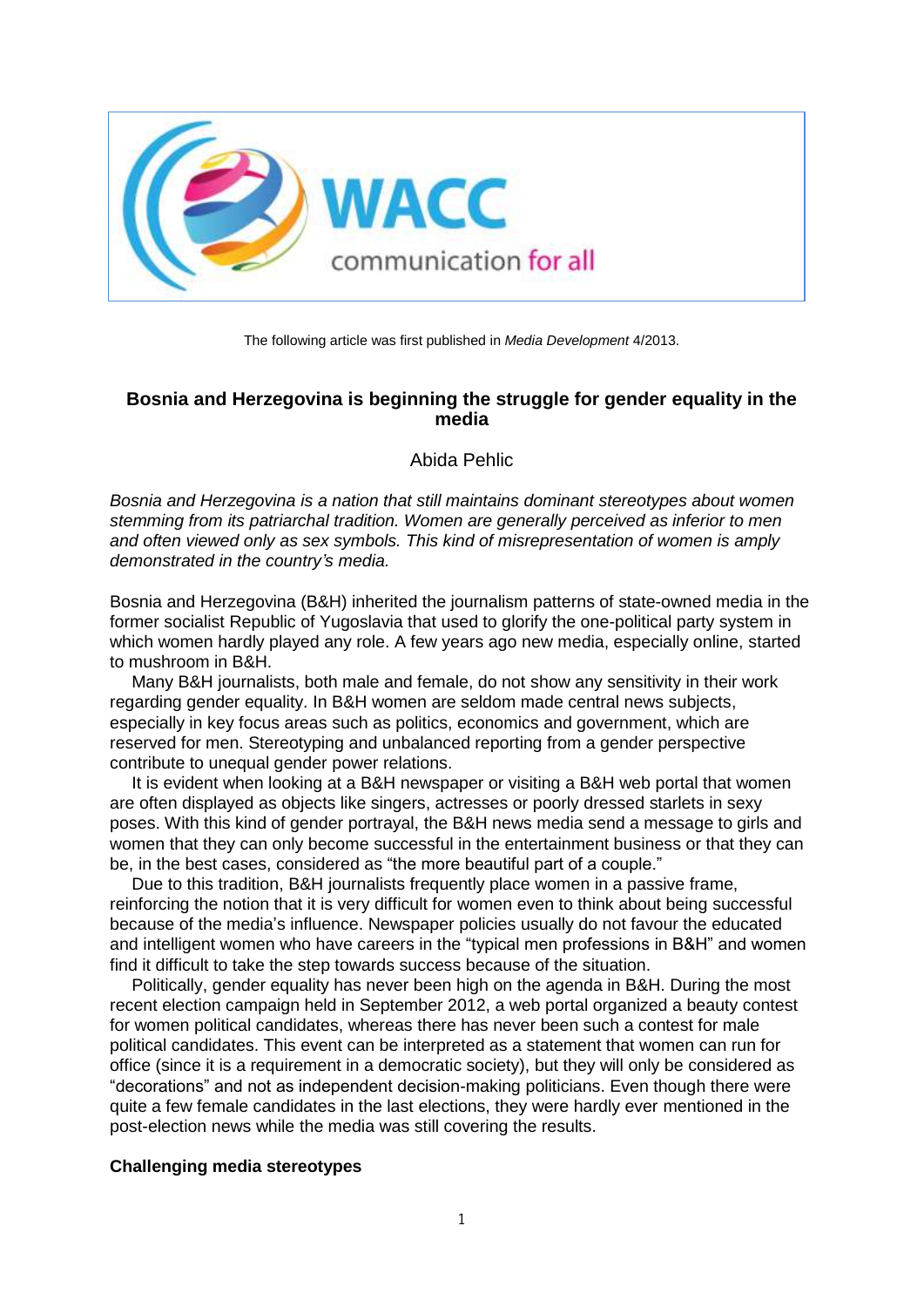WACC

communication for all

The following article was first published in *Media Development* 4/2013.

# Bosnia and Herzegovina is beginning the struggle for gender equality in the media

Abida Pehlic

*Bosnia and Herzegovina is a nation that still maintains dominant stereotypes about women stemming from its patriarchal tradition. Women are generally perceived as inferior to men and often viewed only as sex symbols. This kind of misrepresentation of women is amply demonstrated in the country's media.*

Bosnia and Herzegovina (B&H) inherited the journalism patterns of state-owned media in the former socialist Republic of Yugoslavia that used to glorify the one-political party system in which women hardly played any role. A few years ago new media, especially online, started to mushroom in B&H.

Many B&H journalists, both male and female, do not show any sensitivity in their work regarding gender equality. In B&H women are seldom made central news subjects, especially in key focus areas such as politics, economics and government, which are reserved for men. Stereotyping and unbalanced reporting from a gender perspective contribute to unequal gender power relations.

It is evident when looking at a B&H newspaper or visiting a B&H web portal that women are often displayed as objects like singers, actresses or poorly dressed starlets in sexy poses. With this kind of gender portrayal, the B&H news media send a message to girls and women that they can only become successful in the entertainment business or that they can be, in the best cases, considered as "the more beautiful part of a couple."

Due to this tradition, B&H journalists frequently place women in a passive frame, reinforcing the notion that it is very difficult for women even to think about being successful because of the media's influence. Newspaper policies usually do not favour the educated and intelligent women who have careers in the "typical men professions in B&H" and women find it difficult to take the step towards success because of the situation.

Politically, gender equality has never been high on the agenda in B&H. During the most recent election campaign held in September 2012, a web portal organized a beauty contest for women political candidates, whereas there has never been such a contest for male political candidates. This event can be interpreted as a statement that women can run for office (since it is a requirement in a democratic society), but they will only be considered as "decorations" and not as independent decision-making politicians. Even though there were quite a few female candidates in the last elections, they were hardly ever mentioned in the post-election news while the media was still covering the results.

## Challenging media stereotypes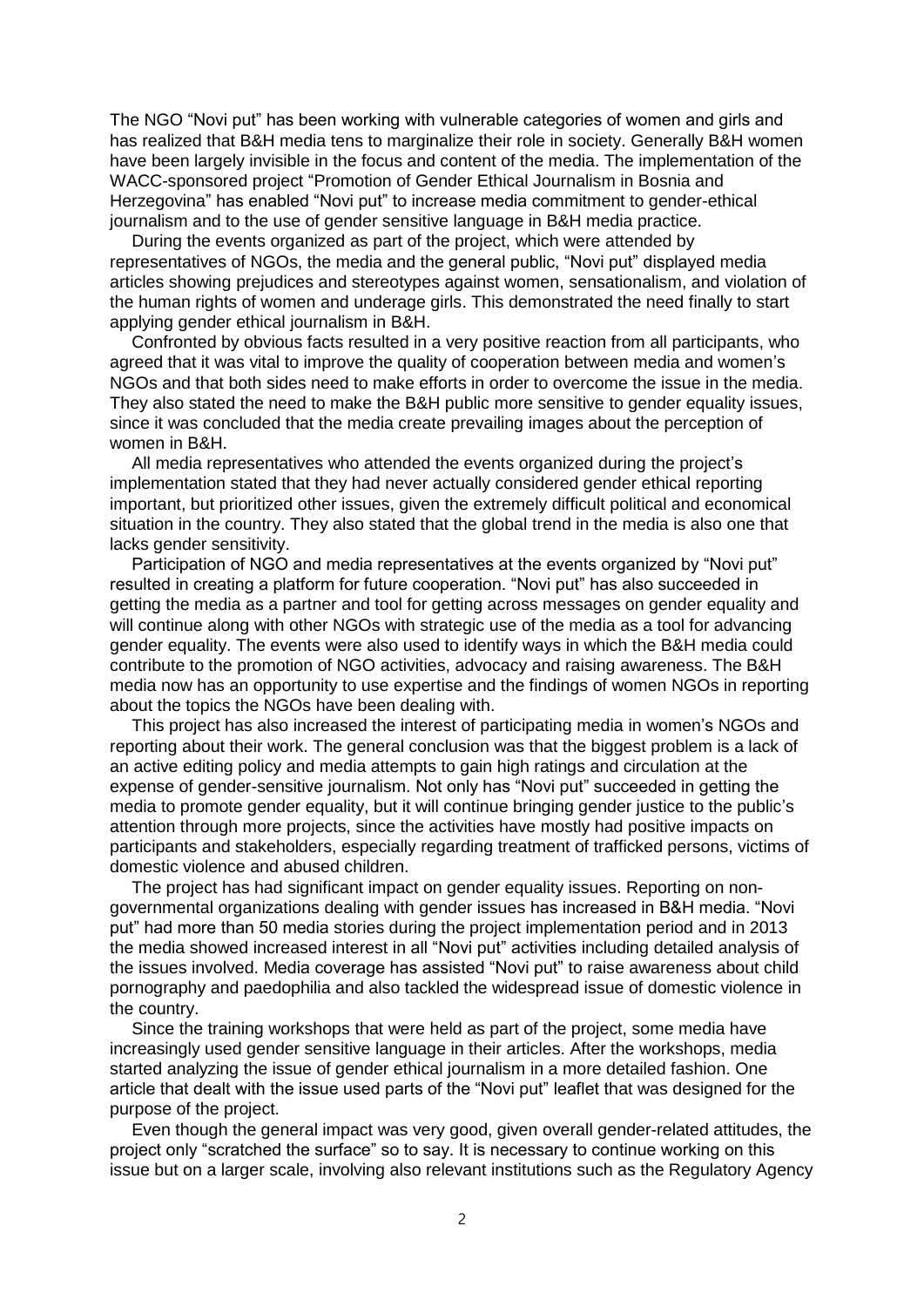The NGO “Novi put” has been working with vulnerable categories of women and girls and has realized that B&H media tens to marginalize their role in society. Generally B&H women have been largely invisible in the focus and content of the media. The implementation of the WACC-sponsored project “Promotion of Gender Ethical Journalism in Bosnia and Herzegovina” has enabled “Novi put” to increase media commitment to gender-ethical journalism and to the use of gender sensitive language in B&H media practice.

During the events organized as part of the project, which were attended by representatives of NGOs, the media and the general public, “Novi put” displayed media articles showing prejudices and stereotypes against women, sensationalism, and violation of the human rights of women and underage girls. This demonstrated the need finally to start applying gender ethical journalism in B&H.

Confronted by obvious facts resulted in a very positive reaction from all participants, who agreed that it was vital to improve the quality of cooperation between media and women’s NGOs and that both sides need to make efforts in order to overcome the issue in the media. They also stated the need to make the B&H public more sensitive to gender equality issues, since it was concluded that the media create prevailing images about the perception of women in B&H.

All media representatives who attended the events organized during the project’s implementation stated that they had never actually considered gender ethical reporting important, but prioritized other issues, given the extremely difficult political and economical situation in the country. They also stated that the global trend in the media is also one that lacks gender sensitivity.

Participation of NGO and media representatives at the events organized by “Novi put” resulted in creating a platform for future cooperation. “Novi put” has also succeeded in getting the media as a partner and tool for getting across messages on gender equality and will continue along with other NGOs with strategic use of the media as a tool for advancing gender equality. The events were also used to identify ways in which the B&H media could contribute to the promotion of NGO activities, advocacy and raising awareness. The B&H media now has an opportunity to use expertise and the findings of women NGOs in reporting about the topics the NGOs have been dealing with.

This project has also increased the interest of participating media in women’s NGOs and reporting about their work. The general conclusion was that the biggest problem is a lack of an active editing policy and media attempts to gain high ratings and circulation at the expense of gender-sensitive journalism. Not only has “Novi put” succeeded in getting the media to promote gender equality, but it will continue bringing gender justice to the public’s attention through more projects, since the activities have mostly had positive impacts on participants and stakeholders, especially regarding treatment of trafficked persons, victims of domestic violence and abused children.

The project has had significant impact on gender equality issues. Reporting on non-governmental organizations dealing with gender issues has increased in B&H media. “Novi put” had more than 50 media stories during the project implementation period and in 2013 the media showed increased interest in all “Novi put” activities including detailed analysis of the issues involved. Media coverage has assisted “Novi put” to raise awareness about child pornography and paedophilia and also tackled the widespread issue of domestic violence in the country.

Since the training workshops that were held as part of the project, some media have increasingly used gender sensitive language in their articles. After the workshops, media started analyzing the issue of gender ethical journalism in a more detailed fashion. One article that dealt with the issue used parts of the “Novi put” leaflet that was designed for the purpose of the project.

Even though the general impact was very good, given overall gender-related attitudes, the project only “scratched the surface” so to say. It is necessary to continue working on this issue but on a larger scale, involving also relevant institutions such as the Regulatory Agency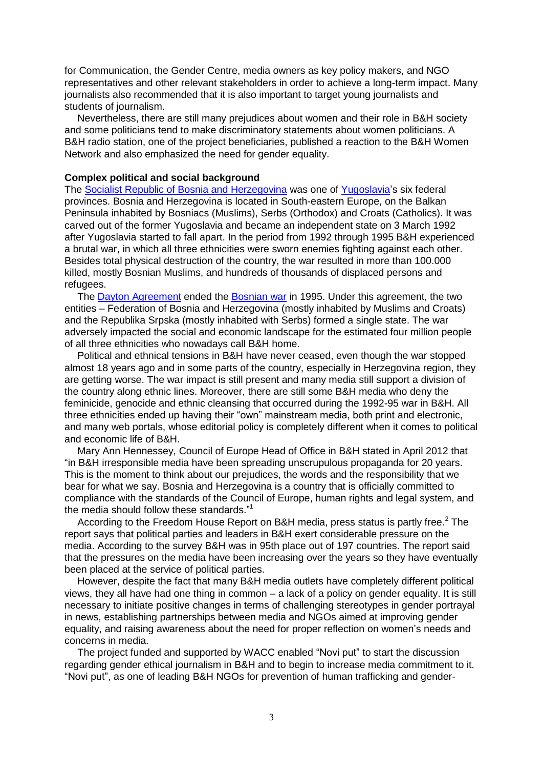for Communication, the Gender Centre, media owners as key policy makers, and NGO representatives and other relevant stakeholders in order to achieve a long-term impact. Many journalists also recommended that it is also important to target young journalists and students of journalism.

Nevertheless, there are still many prejudices about women and their role in B&H society and some politicians tend to make discriminatory statements about women politicians. A B&H radio station, one of the project beneficiaries, published a reaction to the B&H Women Network and also emphasized the need for gender equality.

**Complex political and social background**

The Socialist Republic of Bosnia and Herzegovina was one of Yugoslavia's six federal provinces. Bosnia and Herzegovina is located in South-eastern Europe, on the Balkan Peninsula inhabited by Bosniacs (Muslims), Serbs (Orthodox) and Croats (Catholics). It was carved out of the former Yugoslavia and became an independent state on 3 March 1992 after Yugoslavia started to fall apart. In the period from 1992 through 1995 B&H experienced a brutal war, in which all three ethnicities were sworn enemies fighting against each other. Besides total physical destruction of the country, the war resulted in more than 100.000 killed, mostly Bosnian Muslims, and hundreds of thousands of displaced persons and refugees.

The Dayton Agreement ended the Bosnian war in 1995. Under this agreement, the two entities – Federation of Bosnia and Herzegovina (mostly inhabited by Muslims and Croats) and the Republika Srpska (mostly inhabited with Serbs) formed a single state. The war adversely impacted the social and economic landscape for the estimated four million people of all three ethnicities who nowadays call B&H home.

Political and ethnical tensions in B&H have never ceased, even though the war stopped almost 18 years ago and in some parts of the country, especially in Herzegovina region, they are getting worse. The war impact is still present and many media still support a division of the country along ethnic lines. Moreover, there are still some B&H media who deny the feminicide, genocide and ethnic cleansing that occurred during the 1992-95 war in B&H. All three ethnicities ended up having their "own" mainstream media, both print and electronic, and many web portals, whose editorial policy is completely different when it comes to political and economic life of B&H.

Mary Ann Hennessey, Council of Europe Head of Office in B&H stated in April 2012 that "in B&H irresponsible media have been spreading unscrupulous propaganda for 20 years. This is the moment to think about our prejudices, the words and the responsibility that we bear for what we say. Bosnia and Herzegovina is a country that is officially committed to compliance with the standards of the Council of Europe, human rights and legal system, and the media should follow these standards."[1]

According to the Freedom House Report on B&H media, press status is partly free.[2] The report says that political parties and leaders in B&H exert considerable pressure on the media. According to the survey B&H was in 95th place out of 197 countries. The report said that the pressures on the media have been increasing over the years so they have eventually been placed at the service of political parties.

However, despite the fact that many B&H media outlets have completely different political views, they all have had one thing in common – a lack of a policy on gender equality. It is still necessary to initiate positive changes in terms of challenging stereotypes in gender portrayal in news, establishing partnerships between media and NGOs aimed at improving gender equality, and raising awareness about the need for proper reflection on women's needs and concerns in media.

The project funded and supported by WACC enabled "Novi put" to start the discussion regarding gender ethical journalism in B&H and to begin to increase media commitment to it. "Novi put", as one of leading B&H NGOs for prevention of human trafficking and gender-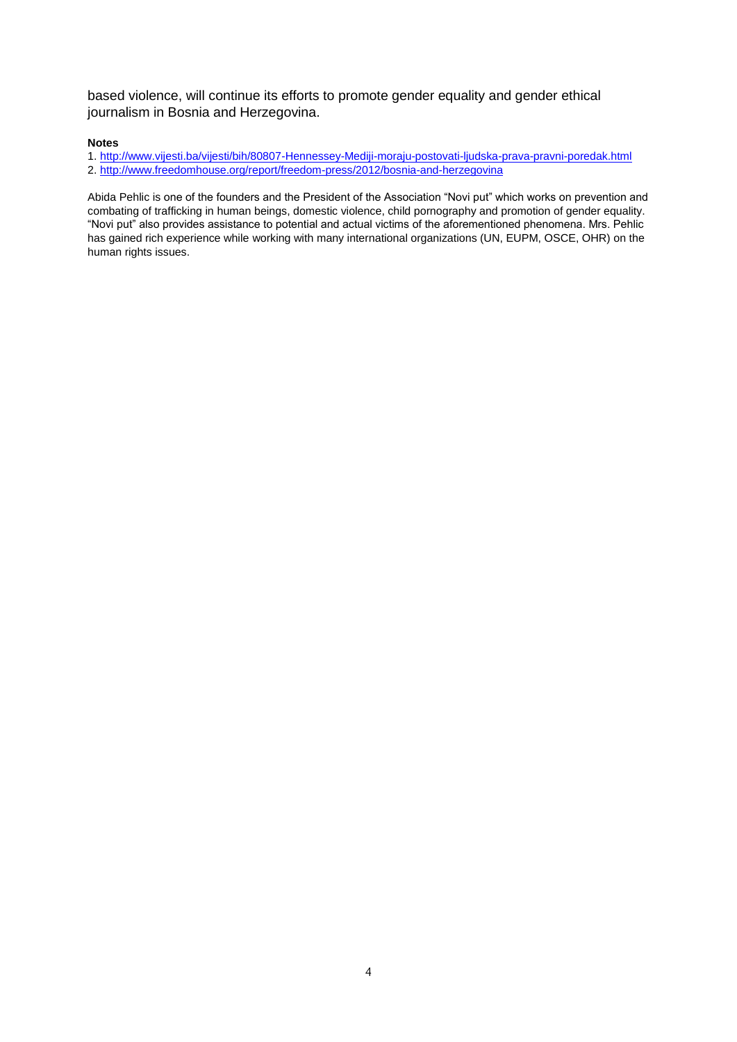based violence, will continue its efforts to promote gender equality and gender ethical journalism in Bosnia and Herzegovina.

**Notes**

1. http://www.vijesti.ba/vijesti/bih/80807-Hennessey-Mediji-moraju-postovati-ljudska-prava-pravni-poredak.html
2. http://www.freedomhouse.org/report/freedom-press/2012/bosnia-and-herzegovina

Abida Pehlic is one of the founders and the President of the Association "Novi put" which works on prevention and combating of trafficking in human beings, domestic violence, child pornography and promotion of gender equality. "Novi put" also provides assistance to potential and actual victims of the aforementioned phenomena. Mrs. Pehlic has gained rich experience while working with many international organizations (UN, EUPM, OSCE, OHR) on the human rights issues.